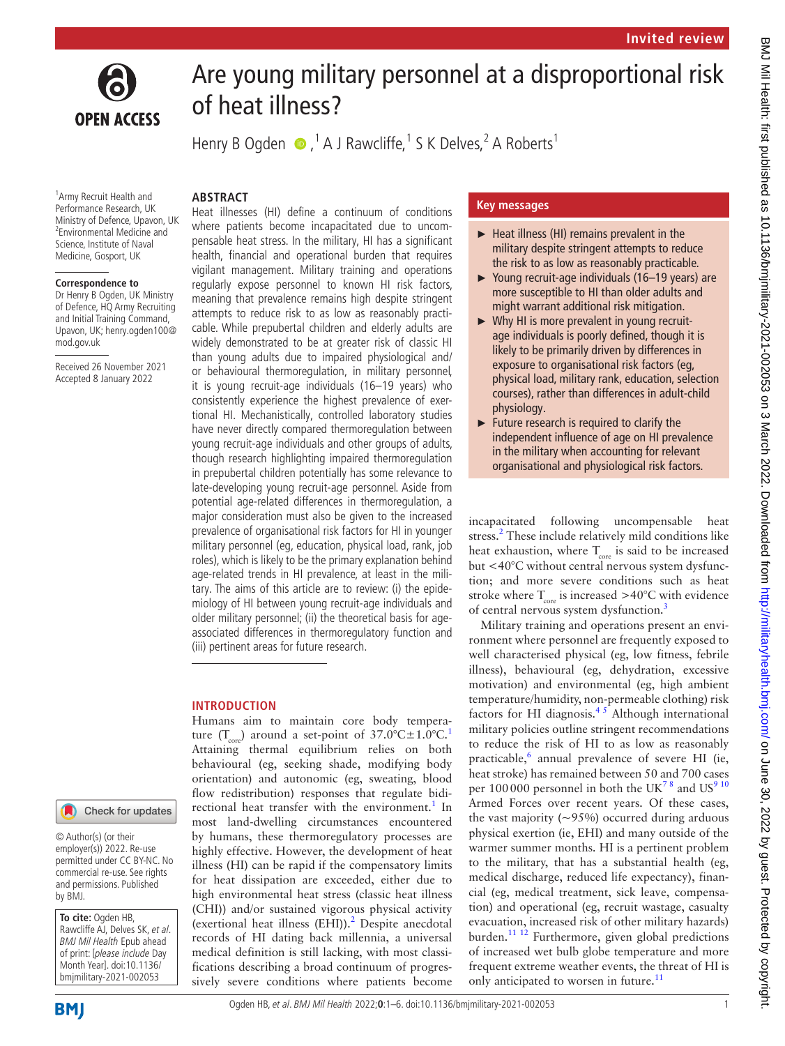Invited review

# Are young military personnel at a disproportional risk of heat illness?

Henry B Ogden[1], A J Rawcliffe[1], S K Delves[2], A Roberts[1]

[1]Army Recruit Health and Performance Research, UK Ministry of Defence, Upavon, UK
[2]Environmental Medicine and Science, Institute of Naval Medicine, Gosport, UK

**Correspondence to**
Dr Henry B Ogden, UK Ministry of Defence, HQ Army Recruiting and Initial Training Command, Upavon, UK; henry.ogden100@mod.gov.uk

Received 26 November 2021
Accepted 8 January 2022

© Author(s) (or their employer(s)) 2022. Re-use permitted under CC BY-NC. No commercial re-use. See rights and permissions. Published by BMJ.

**To cite:** Ogden HB, Rawcliffe AJ, Delves SK, *et al*. *BMJ Mil Health* Epub ahead of print: [*please include* Day Month Year]. doi:10.1136/bmjmilitary-2021-002053

## ABSTRACT

Heat illnesses (HI) define a continuum of conditions where patients become incapacitated due to uncompensable heat stress. In the military, HI has a significant health, financial and operational burden that requires vigilant management. Military training and operations regularly expose personnel to known HI risk factors, meaning that prevalence remains high despite stringent attempts to reduce risk to as low as reasonably practicable. While prepubertal children and elderly adults are widely demonstrated to be at greater risk of classic HI than young adults due to impaired physiological and/or behavioural thermoregulation, in military personnel, it is young recruit-age individuals (16–19 years) who consistently experience the highest prevalence of exertional HI. Mechanistically, controlled laboratory studies have never directly compared thermoregulation between young recruit-age individuals and other groups of adults, though research highlighting impaired thermoregulation in prepubertal children potentially has some relevance to late-developing young recruit-age personnel. Aside from potential age-related differences in thermoregulation, a major consideration must also be given to the increased prevalence of organisational risk factors for HI in younger military personnel (eg, education, physical load, rank, job roles), which is likely to be the primary explanation behind age-related trends in HI prevalence, at least in the military. The aims of this article are to review: (i) the epidemiology of HI between young recruit-age individuals and older military personnel; (ii) the theoretical basis for age-associated differences in thermoregulatory function and (iii) pertinent areas for future research.

## Key messages

- Heat illness (HI) remains prevalent in the military despite stringent attempts to reduce the risk to as low as reasonably practicable.
- Young recruit-age individuals (16–19 years) are more susceptible to HI than older adults and might warrant additional risk mitigation.
- Why HI is more prevalent in young recruit-age individuals is poorly defined, though it is likely to be primarily driven by differences in exposure to organisational risk factors (eg, physical load, military rank, education, selection courses), rather than differences in adult-child physiology.
- Future research is required to clarify the independent influence of age on HI prevalence in the military when accounting for relevant organisational and physiological risk factors.

## INTRODUCTION

Humans aim to maintain core body temperature ($T_{core}$) around a set-point of 37.0°C±1.0°C.[1] Attaining thermal equilibrium relies on both behavioural (eg, seeking shade, modifying body orientation) and autonomic (eg, sweating, blood flow redistribution) responses that regulate bidirectional heat transfer with the environment.[1] In most land-dwelling circumstances encountered by humans, these thermoregulatory processes are highly effective. However, the development of heat illness (HI) can be rapid if the compensatory limits for heat dissipation are exceeded, either due to high environmental heat stress (classic heat illness (CHI)) and/or sustained vigorous physical activity (exertional heat illness (EHI)).[2] Despite anecdotal records of HI dating back millennia, a universal medical definition is still lacking, with most classifications describing a broad continuum of progressively severe conditions where patients become incapacitated following uncompensable heat stress.[2] These include relatively mild conditions like heat exhaustion, where $T_{core}$ is said to be increased but <40°C without central nervous system dysfunction; and more severe conditions such as heat stroke where $T_{core}$ is increased >40°C with evidence of central nervous system dysfunction.[3]

Military training and operations present an environment where personnel are frequently exposed to well characterised physical (eg, low fitness, febrile illness), behavioural (eg, dehydration, excessive motivation) and environmental (eg, high ambient temperature/humidity, non-permeable clothing) risk factors for HI diagnosis.[4,5] Although international military policies outline stringent recommendations to reduce the risk of HI to as low as reasonably practicable,[6] annual prevalence of severe HI (ie, heat stroke) has remained between 50 and 700 cases per 100 000 personnel in both the UK[7,8] and US[9,10] Armed Forces over recent years. Of these cases, the vast majority (~95%) occurred during arduous physical exertion (ie, EHI) and many outside of the warmer summer months. HI is a pertinent problem to the military, that has a substantial health (eg, medical discharge, reduced life expectancy), financial (eg, medical treatment, sick leave, compensation) and operational (eg, recruit wastage, casualty evacuation, increased risk of other military hazards) burden.[11,12] Furthermore, given global predictions of increased wet bulb globe temperature and more frequent extreme weather events, the threat of HI is only anticipated to worsen in future.[11]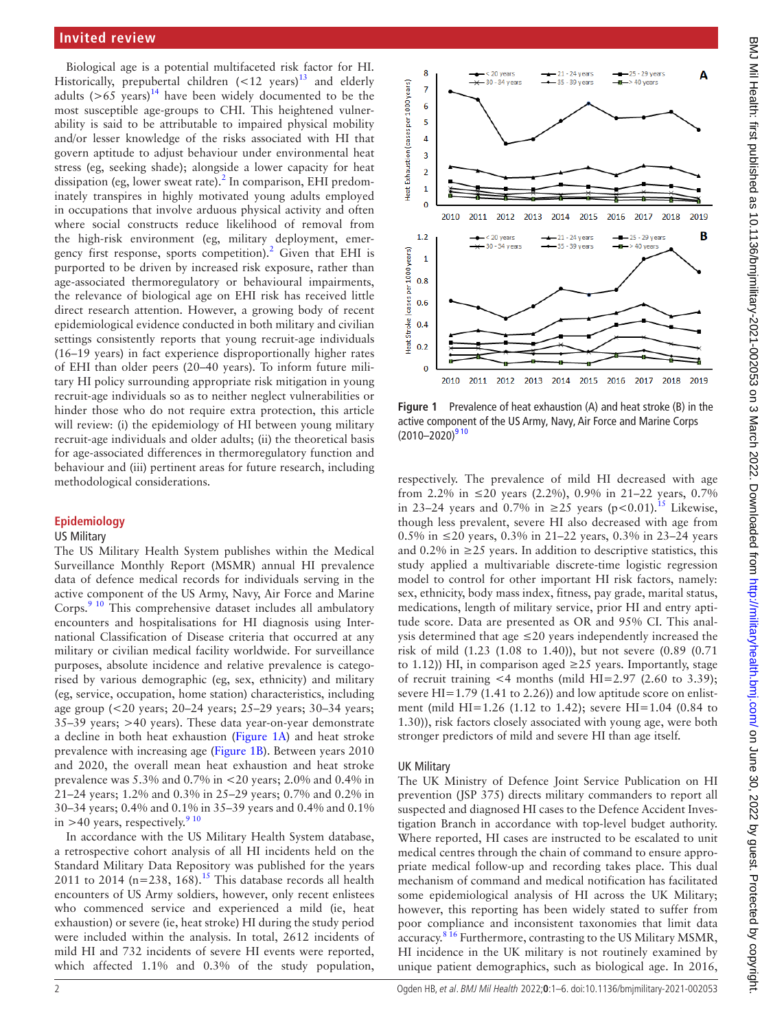Biological age is a potential multifaceted risk factor for HI. Historically, prepubertal children (<12 years)[13] and elderly adults (>65 years)[14] have been widely documented to be the most susceptible age-groups to CHI. This heightened vulnerability is said to be attributable to impaired physical mobility and/or lesser knowledge of the risks associated with HI that govern aptitude to adjust behaviour under environmental heat stress (eg, seeking shade); alongside a lower capacity for heat dissipation (eg, lower sweat rate).[2] In comparison, EHI predominately transpires in highly motivated young adults employed in occupations that involve arduous physical activity and often where social constructs reduce likelihood of removal from the high-risk environment (eg, military deployment, emergency first response, sports competition).[2] Given that EHI is purported to be driven by increased risk exposure, rather than age-associated thermoregulatory or behavioural impairments, the relevance of biological age on EHI risk has received little direct research attention. However, a growing body of recent epidemiological evidence conducted in both military and civilian settings consistently reports that young recruit-age individuals (16–19 years) in fact experience disproportionally higher rates of EHI than older peers (20–40 years). To inform future military HI policy surrounding appropriate risk mitigation in young recruit-age individuals so as to neither neglect vulnerabilities or hinder those who do not require extra protection, this article will review: (i) the epidemiology of HI between young military recruit-age individuals and older adults; (ii) the theoretical basis for age-associated differences in thermoregulatory function and behaviour and (iii) pertinent areas for future research, including methodological considerations.

## Epidemiology

### US Military

The US Military Health System publishes within the Medical Surveillance Monthly Report (MSMR) annual HI prevalence data of defence medical records for individuals serving in the active component of the US Army, Navy, Air Force and Marine Corps.[9,10] This comprehensive dataset includes all ambulatory encounters and hospitalisations for HI diagnosis using International Classification of Disease criteria that occurred at any military or civilian medical facility worldwide. For surveillance purposes, absolute incidence and relative prevalence is categorised by various demographic (eg, sex, ethnicity) and military (eg, service, occupation, home station) characteristics, including age group (<20 years; 20–24 years; 25–29 years; 30–34 years; 35–39 years; >40 years). These data year-on-year demonstrate a decline in both heat exhaustion (Figure 1A) and heat stroke prevalence with increasing age (Figure 1B). Between years 2010 and 2020, the overall mean heat exhaustion and heat stroke prevalence was 5.3% and 0.7% in <20 years; 2.0% and 0.4% in 21–24 years; 1.2% and 0.3% in 25–29 years; 0.7% and 0.2% in 30–34 years; 0.4% and 0.1% in 35–39 years and 0.4% and 0.1% in >40 years, respectively.[9,10]

In accordance with the US Military Health System database, a retrospective cohort analysis of all HI incidents held on the Standard Military Data Repository was published for the years 2011 to 2014 (n=238, 168).[15] This database records all health encounters of US Army soldiers, however, only recent enlistees who commenced service and experienced a mild (ie, heat exhaustion) or severe (ie, heat stroke) HI during the study period were included within the analysis. In total, 2612 incidents of mild HI and 732 incidents of severe HI events were reported, which affected 1.1% and 0.3% of the study population, respectively. The prevalence of mild HI decreased with age from 2.2% in ≤20 years (2.2%), 0.9% in 21–22 years, 0.7% in 23–24 years and 0.7% in ≥25 years ($p<0.01$).[15] Likewise, though less prevalent, severe HI also decreased with age from 0.5% in ≤20 years, 0.3% in 21–22 years, 0.3% in 23–24 years and 0.2% in ≥25 years. In addition to descriptive statistics, this study applied a multivariable discrete-time logistic regression model to control for other important HI risk factors, namely: sex, ethnicity, body mass index, fitness, pay grade, marital status, medications, length of military service, prior HI and entry aptitude score. Data are presented as OR and 95% CI. This analysis determined that age ≤20 years independently increased the risk of mild (1.23 (1.08 to 1.40)), but not severe (0.89 (0.71 to 1.12)) HI, in comparison aged ≥25 years. Importantly, stage of recruit training <4 months (mild HI=2.97 (2.60 to 3.39); severe HI=1.79 (1.41 to 2.26)) and low aptitude score on enlistment (mild HI=1.26 (1.12 to 1.42); severe HI=1.04 (0.84 to 1.30)), risk factors closely associated with young age, were both stronger predictors of mild and severe HI than age itself.

Figure 1 Prevalence of heat exhaustion (A) and heat stroke (B) in the active component of the US Army, Navy, Air Force and Marine Corps (2010–2020)[9,10]

### UK Military

The UK Ministry of Defence Joint Service Publication on HI prevention (JSP 375) directs military commanders to report all suspected and diagnosed HI cases to the Defence Accident Investigation Branch in accordance with top-level budget authority. Where reported, HI cases are instructed to be escalated to unit medical centres through the chain of command to ensure appropriate medical follow-up and recording takes place. This dual mechanism of command and medical notification has facilitated some epidemiological analysis of HI across the UK Military; however, this reporting has been widely stated to suffer from poor compliance and inconsistent taxonomies that limit data accuracy.[8,16] Furthermore, contrasting to the US Military MSMR, HI incidence in the UK military is not routinely examined by unique patient demographics, such as biological age. In 2016,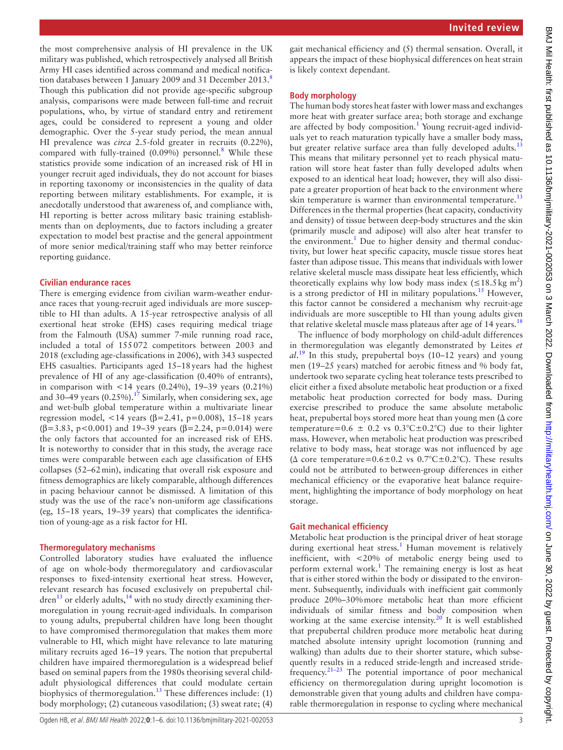the most comprehensive analysis of HI prevalence in the UK military was published, which retrospectively analysed all British Army HI cases identified across command and medical notification databases between 1 January 2009 and 31 December 2013.[8] Though this publication did not provide age-specific subgroup analysis, comparisons were made between full-time and recruit populations, who, by virtue of standard entry and retirement ages, could be considered to represent a young and older demographic. Over the 5-year study period, the mean annual HI prevalence was *circa* 2.5-fold greater in recruits (0.22%), compared with fully-trained (0.09%) personnel.[8] While these statistics provide some indication of an increased risk of HI in younger recruit aged individuals, they do not account for biases in reporting taxonomy or inconsistencies in the quality of data reporting between military establishments. For example, it is anecdotally understood that awareness of, and compliance with, HI reporting is better across military basic training establishments than on deployments, due to factors including a greater expectation to model best practise and the general appointment of more senior medical/training staff who may better reinforce reporting guidance.

## Civilian endurance races

There is emerging evidence from civilian warm-weather endurance races that young-recruit aged individuals are more susceptible to HI than adults. A 15-year retrospective analysis of all exertional heat stroke (EHS) cases requiring medical triage from the Falmouth (USA) summer 7-mile running road race, included a total of 155 072 competitors between 2003 and 2018 (excluding age-classifications in 2006), with 343 suspected EHS casualties. Participants aged 15–18 years had the highest prevalence of HI of any age-classification (0.40% of entrants), in comparison with <14 years (0.24%), 19–39 years (0.21%) and 30–49 years (0.25%).[17] Similarly, when considering sex, age and wet-bulb global temperature within a multivariate linear regression model, <14 years ($\beta=2.41$, $p=0.008$), 15–18 years ($\beta=3.83$, $p<0.001$) and 19–39 years ($\beta=2.24$, $p=0.014$) were the only factors that accounted for an increased risk of EHS. It is noteworthy to consider that in this study, the average race times were comparable between each age classification of EHS collapses (52–62 min), indicating that overall risk exposure and fitness demographics are likely comparable, although differences in pacing behaviour cannot be dismissed. A limitation of this study was the use of the race's non-uniform age classifications (eg, 15–18 years, 19–39 years) that complicates the identification of young-age as a risk factor for HI.

## Thermoregulatory mechanisms

Controlled laboratory studies have evaluated the influence of age on whole-body thermoregulatory and cardiovascular responses to fixed-intensity exertional heat stress. However, relevant research has focused exclusively on prepubertal children[13] or elderly adults,[14] with no study directly examining thermoregulation in young recruit-aged individuals. In comparison to young adults, prepubertal children have long been thought to have compromised thermoregulation that makes them more vulnerable to HI, which might have relevance to late maturing military recruits aged 16–19 years. The notion that prepubertal children have impaired thermoregulation is a widespread belief based on seminal papers from the 1980s theorising several child-adult physiological differences that could modulate certain biophysics of thermoregulation.[13] These differences include: (1) body morphology; (2) cutaneous vasodilation; (3) sweat rate; (4) gait mechanical efficiency and (5) thermal sensation. Overall, it appears the impact of these biophysical differences on heat strain is likely context dependant.

## Body morphology

The human body stores heat faster with lower mass and exchanges more heat with greater surface area; both storage and exchange are affected by body composition.[1] Young recruit-aged individuals yet to reach maturation typically have a smaller body mass, but greater relative surface area than fully developed adults.[13] This means that military personnel yet to reach physical maturation will store heat faster than fully developed adults when exposed to an identical heat load; however, they will also dissipate a greater proportion of heat back to the environment where skin temperature is warmer than environmental temperature.[13] Differences in the thermal properties (heat capacity, conductivity and density) of tissue between deep-body structures and the skin (primarily muscle and adipose) will also alter heat transfer to the environment.[1] Due to higher density and thermal conductivity, but lower heat specific capacity, muscle tissue stores heat faster than adipose tissue. This means that individuals with lower relative skeletal muscle mass dissipate heat less efficiently, which theoretically explains why low body mass index ($\leq 18.5\,\text{kg m}^2$) is a strong predictor of HI in military populations.[15] However, this factor cannot be considered a mechanism why recruit-age individuals are more susceptible to HI than young adults given that relative skeletal muscle mass plateaus after age of 14 years.[18]

The influence of body morphology on child-adult differences in thermoregulation was elegantly demonstrated by Leites *et al*.[19] In this study, prepubertal boys (10–12 years) and young men (19–25 years) matched for aerobic fitness and % body fat, undertook two separate cycling heat tolerance tests prescribed to elicit either a fixed absolute metabolic heat production or a fixed metabolic heat production corrected for body mass. During exercise prescribed to produce the same absolute metabolic heat, prepubertal boys stored more heat than young men ($\Delta$ core temperature=0.6 ± 0.2 vs 0.3°C±0.2°C) due to their lighter mass. However, when metabolic heat production was prescribed relative to body mass, heat storage was not influenced by age ($\Delta$ core temperature=0.6±0.2 vs 0.7°C±0.2°C). These results could not be attributed to between-group differences in either mechanical efficiency or the evaporative heat balance requirement, highlighting the importance of body morphology on heat storage.

## Gait mechanical efficiency

Metabolic heat production is the principal driver of heat storage during exertional heat stress.[1] Human movement is relatively inefficient, with <20% of metabolic energy being used to perform external work.[1] The remaining energy is lost as heat that is either stored within the body or dissipated to the environment. Subsequently, individuals with inefficient gait commonly produce 20%–30% more metabolic heat than more efficient individuals of similar fitness and body composition when working at the same exercise intensity.[20] It is well established that prepubertal children produce more metabolic heat during matched absolute intensity upright locomotion (running and walking) than adults due to their shorter stature, which subsequently results in a reduced stride-length and increased stride-frequency.[21–23] The potential importance of poor mechanical efficiency on thermoregulation during upright locomotion is demonstrable given that young adults and children have comparable thermoregulation in response to cycling where mechanical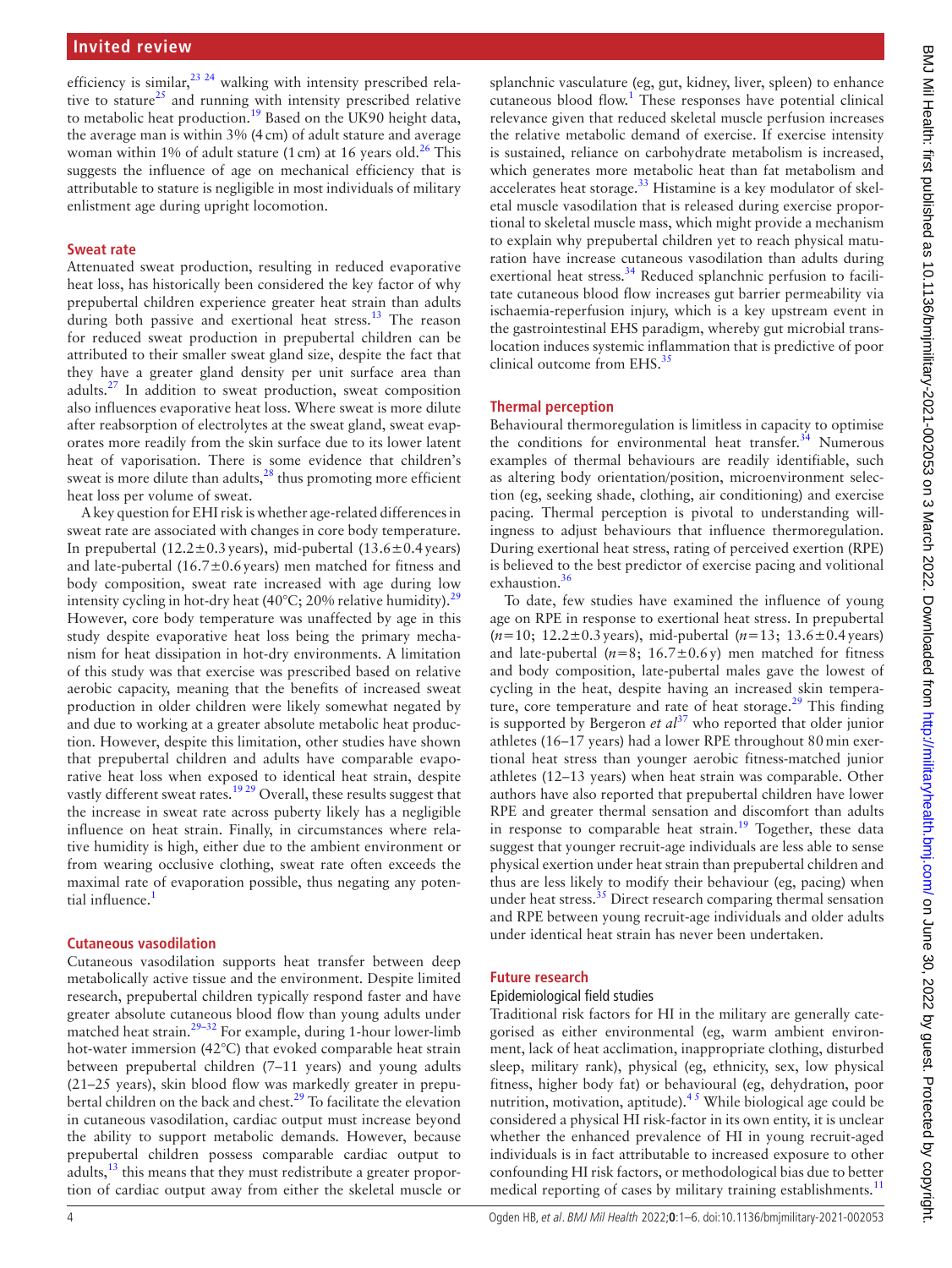efficiency is similar,[23 24] walking with intensity prescribed relative to stature[25] and running with intensity prescribed relative to metabolic heat production.[19] Based on the UK90 height data, the average man is within 3% (4 cm) of adult stature and average woman within 1% of adult stature (1 cm) at 16 years old.[26] This suggests the influence of age on mechanical efficiency that is attributable to stature is negligible in most individuals of military enlistment age during upright locomotion.

### Sweat rate

Attenuated sweat production, resulting in reduced evaporative heat loss, has historically been considered the key factor of why prepubertal children experience greater heat strain than adults during both passive and exertional heat stress.[13] The reason for reduced sweat production in prepubertal children can be attributed to their smaller sweat gland size, despite the fact that they have a greater gland density per unit surface area than adults.[27] In addition to sweat production, sweat composition also influences evaporative heat loss. Where sweat is more dilute after reabsorption of electrolytes at the sweat gland, sweat evaporates more readily from the skin surface due to its lower latent heat of vaporisation. There is some evidence that children's sweat is more dilute than adults,[28] thus promoting more efficient heat loss per volume of sweat.

A key question for EHI risk is whether age-related differences in sweat rate are associated with changes in core body temperature. In prepubertal (12.2±0.3 years), mid-pubertal (13.6±0.4 years) and late-pubertal (16.7±0.6 years) men matched for fitness and body composition, sweat rate increased with age during low intensity cycling in hot-dry heat (40°C; 20% relative humidity).[29] However, core body temperature was unaffected by age in this study despite evaporative heat loss being the primary mechanism for heat dissipation in hot-dry environments. A limitation of this study was that exercise was prescribed based on relative aerobic capacity, meaning that the benefits of increased sweat production in older children were likely somewhat negated by and due to working at a greater absolute metabolic heat production. However, despite this limitation, other studies have shown that prepubertal children and adults have comparable evaporative heat loss when exposed to identical heat strain, despite vastly different sweat rates.[19 29] Overall, these results suggest that the increase in sweat rate across puberty likely has a negligible influence on heat strain. Finally, in circumstances where relative humidity is high, either due to the ambient environment or from wearing occlusive clothing, sweat rate often exceeds the maximal rate of evaporation possible, thus negating any potential influence.[1]

### Cutaneous vasodilation

Cutaneous vasodilation supports heat transfer between deep metabolically active tissue and the environment. Despite limited research, prepubertal children typically respond faster and have greater absolute cutaneous blood flow than young adults under matched heat strain.[29–32] For example, during 1-hour lower-limb hot-water immersion (42°C) that evoked comparable heat strain between prepubertal children (7–11 years) and young adults (21–25 years), skin blood flow was markedly greater in prepubertal children on the back and chest.[29] To facilitate the elevation in cutaneous vasodilation, cardiac output must increase beyond the ability to support metabolic demands. However, because prepubertal children possess comparable cardiac output to adults,[13] this means that they must redistribute a greater proportion of cardiac output away from either the skeletal muscle or splanchnic vasculature (eg, gut, kidney, liver, spleen) to enhance cutaneous blood flow.[1] These responses have potential clinical relevance given that reduced skeletal muscle perfusion increases the relative metabolic demand of exercise. If exercise intensity is sustained, reliance on carbohydrate metabolism is increased, which generates more metabolic heat than fat metabolism and accelerates heat storage.[33] Histamine is a key modulator of skeletal muscle vasodilation that is released during exercise proportional to skeletal muscle mass, which might provide a mechanism to explain why prepubertal children yet to reach physical maturation have increase cutaneous vasodilation than adults during exertional heat stress.[34] Reduced splanchnic perfusion to facilitate cutaneous blood flow increases gut barrier permeability via ischaemia-reperfusion injury, which is a key upstream event in the gastrointestinal EHS paradigm, whereby gut microbial translocation induces systemic inflammation that is predictive of poor clinical outcome from EHS.[35]

### Thermal perception

Behavioural thermoregulation is limitless in capacity to optimise the conditions for environmental heat transfer.[34] Numerous examples of thermal behaviours are readily identifiable, such as altering body orientation/position, microenvironment selection (eg, seeking shade, clothing, air conditioning) and exercise pacing. Thermal perception is pivotal to understanding willingness to adjust behaviours that influence thermoregulation. During exertional heat stress, rating of perceived exertion (RPE) is believed to the best predictor of exercise pacing and volitional exhaustion.[36]

To date, few studies have examined the influence of young age on RPE in response to exertional heat stress. In prepubertal ($n$=10; 12.2±0.3 years), mid-pubertal ($n$=13; 13.6±0.4 years) and late-pubertal ($n$=8; 16.7±0.6 y) men matched for fitness and body composition, late-pubertal males gave the lowest of cycling in the heat, despite having an increased skin temperature, core temperature and rate of heat storage.[29] This finding is supported by Bergeron *et al*[37] who reported that older junior athletes (16–17 years) had a lower RPE throughout 80 min exertional heat stress than younger aerobic fitness-matched junior athletes (12–13 years) when heat strain was comparable. Other authors have also reported that prepubertal children have lower RPE and greater thermal sensation and discomfort than adults in response to comparable heat strain.[19] Together, these data suggest that younger recruit-age individuals are less able to sense physical exertion under heat strain than prepubertal children and thus are less likely to modify their behaviour (eg, pacing) when under heat stress.[35] Direct research comparing thermal sensation and RPE between young recruit-age individuals and older adults under identical heat strain has never been undertaken.

### Future research

#### Epidemiological field studies

Traditional risk factors for HI in the military are generally categorised as either environmental (eg, warm ambient environment, lack of heat acclimation, inappropriate clothing, disturbed sleep, military rank), physical (eg, ethnicity, sex, low physical fitness, higher body fat) or behavioural (eg, dehydration, poor nutrition, motivation, aptitude).[4 5] While biological age could be considered a physical HI risk-factor in its own entity, it is unclear whether the enhanced prevalence of HI in young recruit-aged individuals is in fact attributable to increased exposure to other confounding HI risk factors, or methodological bias due to better medical reporting of cases by military training establishments.[11]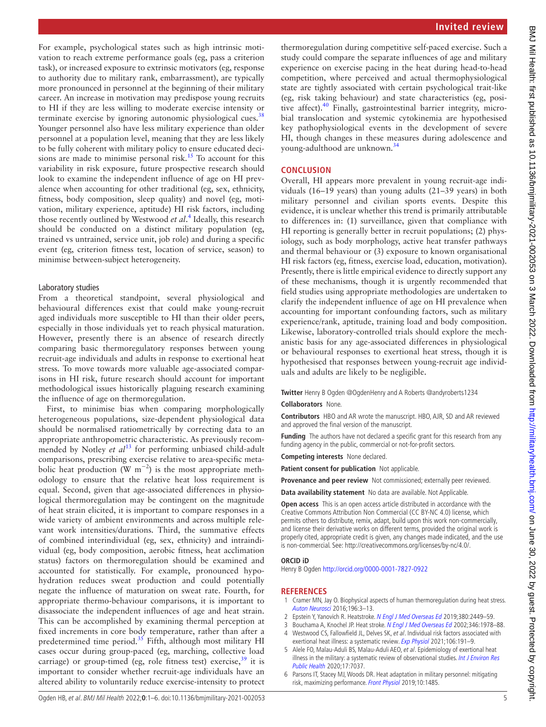For example, psychological states such as high intrinsic motivation to reach extreme performance goals (eg, pass a criterion task), or increased exposure to extrinsic motivators (eg, response to authority due to military rank, embarrassment), are typically more pronounced in personnel at the beginning of their military career. An increase in motivation may predispose young recruits to HI if they are less willing to moderate exercise intensity or terminate exercise by ignoring autonomic physiological cues.[38] Younger personnel also have less military experience than older personnel at a population level, meaning that they are less likely to be fully coherent with military policy to ensure educated decisions are made to minimise personal risk.[15] To account for this variability in risk exposure, future prospective research should look to examine the independent influence of age on HI prevalence when accounting for other traditional (eg, sex, ethnicity, fitness, body composition, sleep quality) and novel (eg, motivation, military experience, aptitude) HI risk factors, including those recently outlined by Westwood *et al*.[4] Ideally, this research should be conducted on a distinct military population (eg, trained vs untrained, service unit, job role) and during a specific event (eg, criterion fitness test, location of service, season) to minimise between-subject heterogeneity.

### Laboratory studies

From a theoretical standpoint, several physiological and behavioural differences exist that could make young-recruit aged individuals more susceptible to HI than their older peers, especially in those individuals yet to reach physical maturation. However, presently there is an absence of research directly comparing basic thermoregulatory responses between young recruit-age individuals and adults in response to exertional heat stress. To move towards more valuable age-associated comparisons in HI risk, future research should account for important methodological issues historically plaguing research examining the influence of age on thermoregulation.

First, to minimise bias when comparing morphologically heterogeneous populations, size-dependent physiological data should be normalised ratiometrically by correcting data to an appropriate anthropometric characteristic. As previously recommended by Notley *et al*[13] for performing unbiased child-adult comparisons, prescribing exercise relative to area-specific metabolic heat production (W $m^{-2}$) is the most appropriate methodology to ensure that the relative heat loss requirement is equal. Second, given that age-associated differences in physiological thermoregulation may be contingent on the magnitude of heat strain elicited, it is important to compare responses in a wide variety of ambient environments and across multiple relevant work intensities/durations. Third, the summative effects of combined interindividual (eg, sex, ethnicity) and intraindividual (eg, body composition, aerobic fitness, heat acclimation status) factors on thermoregulation should be examined and accounted for statistically. For example, pronounced hypohydration reduces sweat production and could potentially negate the influence of maturation on sweat rate. Fourth, for appropriate thermo-behaviour comparisons, it is important to disassociate the independent influences of age and heat strain. This can be accomplished by examining thermal perception at fixed increments in core body temperature, rather than after a predetermined time period.[35] Fifth, although most military HI cases occur during group-paced (eg, marching, collective load carriage) or group-timed (eg, role fitness test) exercise,[39] it is important to consider whether recruit-age individuals have an altered ability to voluntarily reduce exercise-intensity to protect thermoregulation during competitive self-paced exercise. Such a study could compare the separate influences of age and military experience on exercise pacing in the heat during head-to-head competition, where perceived and actual thermophysiological state are tightly associated with certain psychological trait-like (eg, risk taking behaviour) and state characteristics (eg, positive affect).[40] Finally, gastrointestinal barrier integrity, microbial translocation and systemic cytokinemia are hypothesised key pathophysiological events in the development of severe HI, though changes in these measures during adolescence and young-adulthood are unknown.[34]

## CONCLUSION

Overall, HI appears more prevalent in young recruit-age individuals (16–19 years) than young adults (21–39 years) in both military personnel and civilian sports events. Despite this evidence, it is unclear whether this trend is primarily attributable to differences in: (1) surveillance, given that compliance with HI reporting is generally better in recruit populations; (2) physiology, such as body morphology, active heat transfer pathways and thermal behaviour or (3) exposure to known organisational HI risk factors (eg, fitness, exercise load, education, motivation). Presently, there is little empirical evidence to directly support any of these mechanisms, though it is urgently recommended that field studies using appropriate methodologies are undertaken to clarify the independent influence of age on HI prevalence when accounting for important confounding factors, such as military experience/rank, aptitude, training load and body composition. Likewise, laboratory-controlled trials should explore the mechanistic basis for any age-associated differences in physiological or behavioural responses to exertional heat stress, though it is hypothesised that responses between young-recruit age individuals and adults are likely to be negligible.

**Twitter** Henry B Ogden @OgdenHenry and A Roberts @andyroberts1234

**Collaborators** None.

**Contributors** HBO and AR wrote the manuscript. HBO, AJR, SD and AR reviewed and approved the final version of the manuscript.

**Funding** The authors have not declared a specific grant for this research from any funding agency in the public, commercial or not-for-profit sectors.

**Competing interests** None declared.

**Patient consent for publication** Not applicable.

**Provenance and peer review** Not commissioned; externally peer reviewed.

**Data availability statement** No data are available. Not Applicable.

**Open access** This is an open access article distributed in accordance with the Creative Commons Attribution Non Commercial (CC BY-NC 4.0) license, which permits others to distribute, remix, adapt, build upon this work non-commercially, and license their derivative works on different terms, provided the original work is properly cited, appropriate credit is given, any changes made indicated, and the use is non-commercial. See: http://creativecommons.org/licenses/by-nc/4.0/.

### ORCID iD

Henry B Ogden http://orcid.org/0000-0001-7827-0922

## REFERENCES

1. Cramer MN, Jay O. Biophysical aspects of human thermoregulation during heat stress. *Auton Neurosci* 2016;196:3–13.
2. Epstein Y, Yanovich R. Heatstroke. *N Engl J Med Overseas Ed* 2019;380:2449–59.
3. Bouchama A, Knochel JP. Heat stroke. *N Engl J Med Overseas Ed* 2002;346:1978–88.
4. Westwood CS, Fallowfield JL, Delves SK, *et al*. Individual risk factors associated with exertional heat illness: a systematic review. *Exp Physiol* 2021;106:191–9.
5. Alele FO, Malau-Aduli BS, Malau-Aduli AEO, *et al*. Epidemiology of exertional heat illness in the military: a systematic review of observational studies. *Int J Environ Res Public Health* 2020;17:7037.
6. Parsons IT, Stacey MJ, Woods DR. Heat adaptation in military personnel: mitigating risk, maximizing performance. *Front Physiol* 2019;10:1485.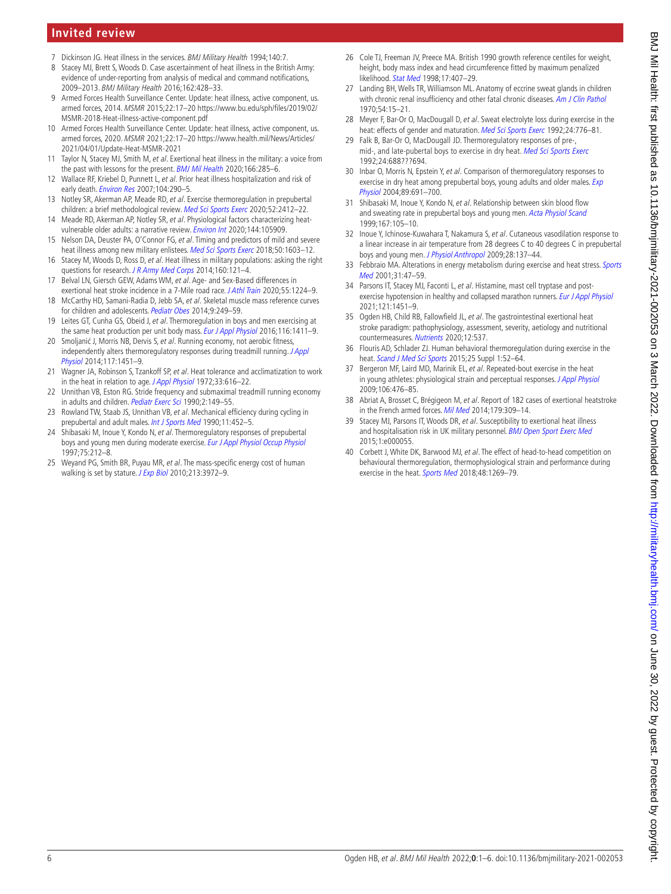7 Dickinson JG. Heat illness in the services. *BMJ Military Health* 1994;140:7.
8 Stacey MJ, Brett S, Woods D. Case ascertainment of heat illness in the British Army: evidence of under-reporting from analysis of medical and command notifications, 2009–2013. *BMJ Military Health* 2016;162:428–33.
9 Armed Forces Health Surveillance Center. Update: heat illness, active component, us. armed forces, 2014. *MSMR* 2015;22:17–20 https://www.bu.edu/sph/files/2019/02/MSMR-2018-Heat-illness-active-component.pdf
10 Armed Forces Health Surveillance Center. Update: heat illness, active component, us. armed forces, 2020. *MSMR* 2021;22:17–20 https://www.health.mil/News/Articles/2021/04/01/Update-Heat-MSMR-2021
11 Taylor N, Stacey MJ, Smith M, *et al*. Exertional heat illness in the military: a voice from the past with lessons for the present. *BMJ Mil Health* 2020;166:285–6.
12 Wallace RF, Kriebel D, Punnett L, *et al*. Prior heat illness hospitalization and risk of early death. *Environ Res* 2007;104:290–5.
13 Notley SR, Akerman AP, Meade RD, *et al*. Exercise thermoregulation in prepubertal children: a brief methodological review. *Med Sci Sports Exerc* 2020;52:2412–22.
14 Meade RD, Akerman AP, Notley SR, *et al*. Physiological factors characterizing heat-vulnerable older adults: a narrative review. *Environ Int* 2020;144:105909.
15 Nelson DA, Deuster PA, O'Connor FG, *et al*. Timing and predictors of mild and severe heat illness among new military enlistees. *Med Sci Sports Exerc* 2018;50:1603–12.
16 Stacey M, Woods D, Ross D, *et al*. Heat illness in military populations: asking the right questions for research. *J R Army Med Corps* 2014;160:121–4.
17 Belval LN, Giersch GEW, Adams WM, *et al*. Age- and Sex-Based differences in exertional heat stroke incidence in a 7-Mile road race. *J Athl Train* 2020;55:1224–9.
18 McCarthy HD, Samani-Radia D, Jebb SA, *et al*. Skeletal muscle mass reference curves for children and adolescents. *Pediatr Obes* 2014;9:249–59.
19 Leites GT, Cunha GS, Obeid J, *et al*. Thermoregulation in boys and men exercising at the same heat production per unit body mass. *Eur J Appl Physiol* 2016;116:1411–9.
20 Smoljanić J, Morris NB, Dervis S, *et al*. Running economy, not aerobic fitness, independently alters thermoregulatory responses during treadmill running. *J Appl Physiol* 2014;117:1451–9.
21 Wagner JA, Robinson S, Tzankoff SP, *et al*. Heat tolerance and acclimatization to work in the heat in relation to age. *J Appl Physiol* 1972;33:616–22.
22 Unnithan VB, Eston RG. Stride frequency and submaximal treadmill running economy in adults and children. *Pediatr Exerc Sci* 1990;2:149–55.
23 Rowland TW, Staab JS, Unnithan VB, *et al*. Mechanical efficiency during cycling in prepubertal and adult males. *Int J Sports Med* 1990;11:452–5.
24 Shibasaki M, Inoue Y, Kondo N, *et al*. Thermoregulatory responses of prepubertal boys and young men during moderate exercise. *Eur J Appl Physiol Occup Physiol* 1997;75:212–8.
25 Weyand PG, Smith BR, Puyau MR, *et al*. The mass-specific energy cost of human walking is set by stature. *J Exp Biol* 2010;213:3972–9.
26 Cole TJ, Freeman JV, Preece MA. British 1990 growth reference centiles for weight, height, body mass index and head circumference fitted by maximum penalized likelihood. *Stat Med* 1998;17:407–29.
27 Landing BH, Wells TR, Williamson ML. Anatomy of eccrine sweat glands in children with chronic renal insufficiency and other fatal chronic diseases. *Am J Clin Pathol* 1970;54:15–21.
28 Meyer F, Bar-Or O, MacDougall D, *et al*. Sweat electrolyte loss during exercise in the heat: effects of gender and maturation. *Med Sci Sports Exerc* 1992;24:776–81.
29 Falk B, Bar-Or O, MacDougall JD. Thermoregulatory responses of pre-, mid-, and late-pubertal boys to exercise in dry heat. *Med Sci Sports Exerc* 1992;24:688???694.
30 Inbar O, Morris N, Epstein Y, *et al*. Comparison of thermoregulatory responses to exercise in dry heat among prepubertal boys, young adults and older males. *Exp Physiol* 2004;89:691–700.
31 Shibasaki M, Inoue Y, Kondo N, *et al*. Relationship between skin blood flow and sweating rate in prepubertal boys and young men. *Acta Physiol Scand* 1999;167:105–10.
32 Inoue Y, Ichinose-Kuwahara T, Nakamura S, *et al*. Cutaneous vasodilation response to a linear increase in air temperature from 28 degrees C to 40 degrees C in prepubertal boys and young men. *J Physiol Anthropol* 2009;28:137–44.
33 Febbraio MA. Alterations in energy metabolism during exercise and heat stress. *Sports Med* 2001;31:47–59.
34 Parsons IT, Stacey MJ, Faconti L, *et al*. Histamine, mast cell tryptase and post-exercise hypotension in healthy and collapsed marathon runners. *Eur J Appl Physiol* 2021;121:1451–9.
35 Ogden HB, Child RB, Fallowfield JL, *et al*. The gastrointestinal exertional heat stroke paradigm: pathophysiology, assessment, severity, aetiology and nutritional countermeasures. *Nutrients* 2020;12:537.
36 Flouris AD, Schlader ZJ. Human behavioral thermoregulation during exercise in the heat. *Scand J Med Sci Sports* 2015;25 Suppl 1:52–64.
37 Bergeron MF, Laird MD, Marinik EL, *et al*. Repeated-bout exercise in the heat in young athletes: physiological strain and perceptual responses. *J Appl Physiol* 2009;106:476–85.
38 Abriat A, Brosset C, Brégigeon M, *et al*. Report of 182 cases of exertional heatstroke in the French armed forces. *Mil Med* 2014;179:309–14.
39 Stacey MJ, Parsons IT, Woods DR, *et al*. Susceptibility to exertional heat illness and hospitalisation risk in UK military personnel. *BMJ Open Sport Exerc Med* 2015;1:e000055.
40 Corbett J, White DK, Barwood MJ, *et al*. The effect of head-to-head competition on behavioural thermoregulation, thermophysiological strain and performance during exercise in the heat. *Sports Med* 2018;48:1269–79.